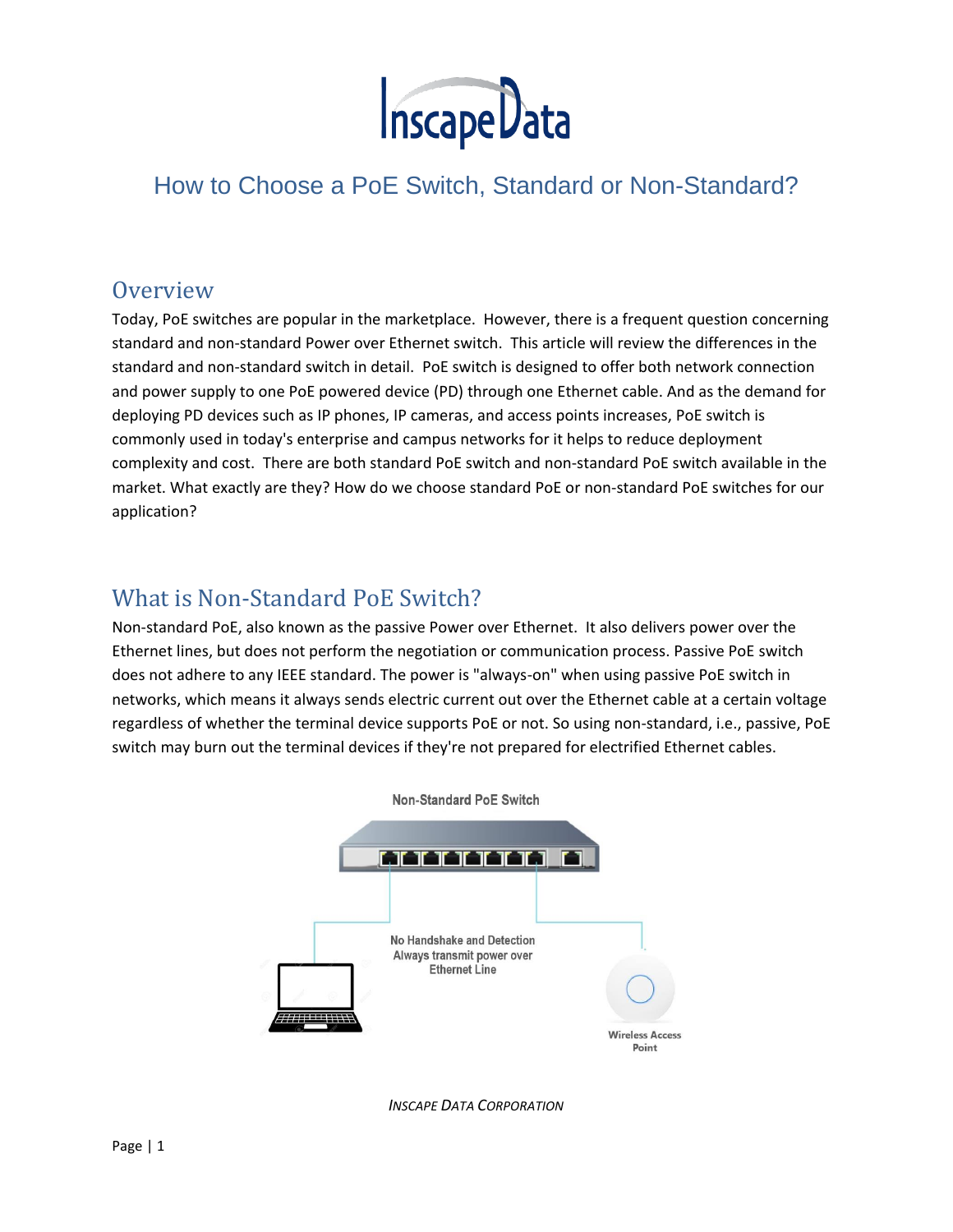# How to Choose a PoE Switch, Standard or Non-Standard?

## Overview

Today, PoE switches are popular in the marketplace. However, there is a frequent question concerning standard and non-standard Power over Ethernet switch. This article will review the differences in the standard and non-standard switch in detail. PoE switch is designed to offer both network connection and power supply to one PoE powered device (PD) through one Ethernet cable. And as the demand for deploying PD devices such as IP phones, IP cameras, and access points increases, PoE switch is commonly used in today's enterprise and campus networks for it helps to reduce deployment complexity and cost. There are both standard PoE switch and non-standard PoE switch available in the market. What exactly are they? How do we choose standard PoE or non-standard PoE switches for our application?

## What is Non-Standard PoE Switch?

Non-standard PoE, also known as the passive Power over Ethernet. It also delivers power over the Ethernet lines, but does not perform the negotiation or communication process. Passive PoE switch does not adhere to any IEEE standard. The power is "always-on" when using passive PoE switch in networks, which means it always sends electric current out over the Ethernet cable at a certain voltage regardless of whether the terminal device supports PoE or not. So using non-standard, i.e., passive, PoE switch may burn out the terminal devices if they're not prepared for electrified Ethernet cables.

Non-Standard PoE Switch

No Handshake and Detection
Always transmit power over
Ethernet Line

Wireless Access Point

*INSCAPE DATA CORPORATION*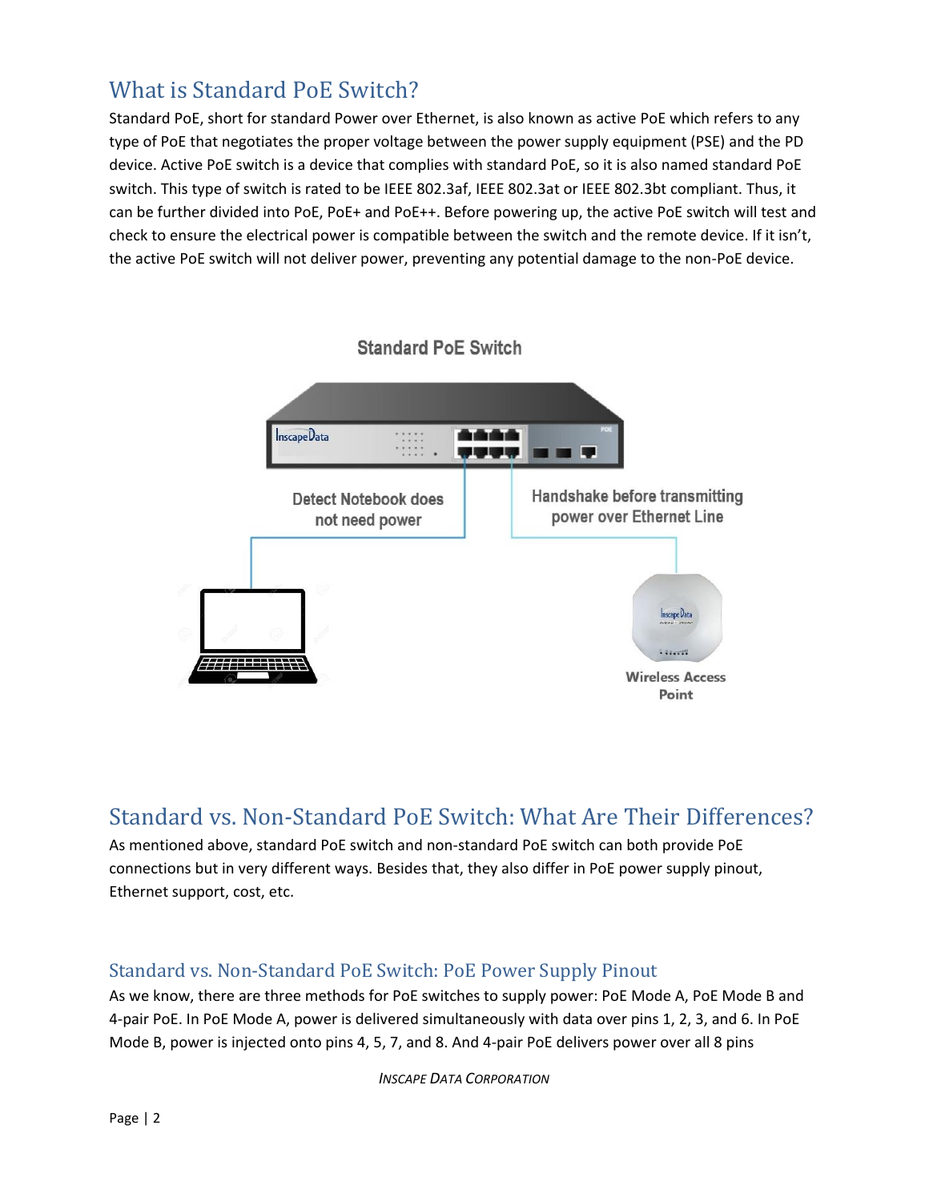## What is Standard PoE Switch?

Standard PoE, short for standard Power over Ethernet, is also known as active PoE which refers to any type of PoE that negotiates the proper voltage between the power supply equipment (PSE) and the PD device. Active PoE switch is a device that complies with standard PoE, so it is also named standard PoE switch. This type of switch is rated to be IEEE 802.3af, IEEE 802.3at or IEEE 802.3bt compliant. Thus, it can be further divided into PoE, PoE+ and PoE++. Before powering up, the active PoE switch will test and check to ensure the electrical power is compatible between the switch and the remote device. If it isn't, the active PoE switch will not deliver power, preventing any potential damage to the non-PoE device.

Standard PoE Switch

Detect Notebook does not need power

Handshake before transmitting power over Ethernet Line

Wireless Access Point

## Standard vs. Non-Standard PoE Switch: What Are Their Differences?

As mentioned above, standard PoE switch and non-standard PoE switch can both provide PoE connections but in very different ways. Besides that, they also differ in PoE power supply pinout, Ethernet support, cost, etc.

### Standard vs. Non-Standard PoE Switch: PoE Power Supply Pinout

As we know, there are three methods for PoE switches to supply power: PoE Mode A, PoE Mode B and 4-pair PoE. In PoE Mode A, power is delivered simultaneously with data over pins 1, 2, 3, and 6. In PoE Mode B, power is injected onto pins 4, 5, 7, and 8. And 4-pair PoE delivers power over all 8 pins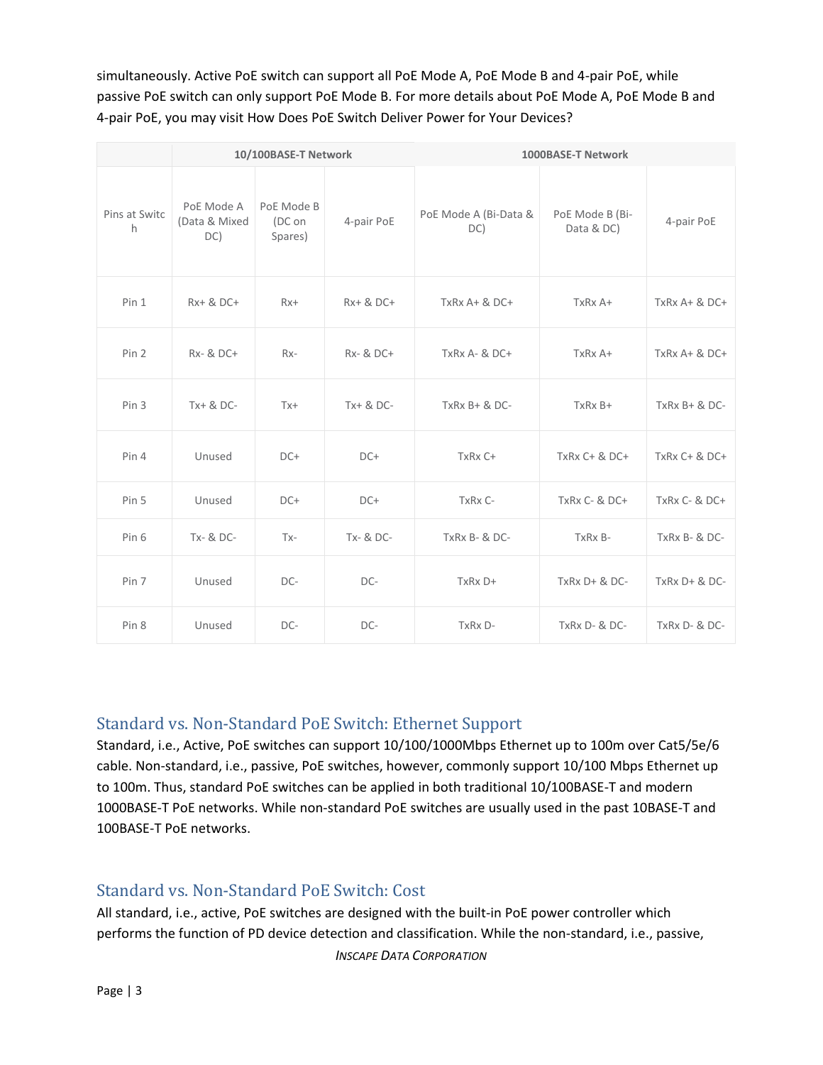simultaneously. Active PoE switch can support all PoE Mode A, PoE Mode B and 4-pair PoE, while passive PoE switch can only support PoE Mode B. For more details about PoE Mode A, PoE Mode B and 4-pair PoE, you may visit How Does PoE Switch Deliver Power for Your Devices?

| | 10/100BASE-T Network | | | 1000BASE-T Network | | |
|---|---|---|---|---|---|---|
| Pins at Switch | PoE Mode A (Data & Mixed DC) | PoE Mode B (DC on Spares) | 4-pair PoE | PoE Mode A (Bi-Data & DC) | PoE Mode B (Bi-Data & DC) | 4-pair PoE |
| Pin 1 | Rx+ & DC+ | Rx+ | Rx+ & DC+ | TxRx A+ & DC+ | TxRx A+ | TxRx A+ & DC+ |
| Pin 2 | Rx- & DC+ | Rx- | Rx- & DC+ | TxRx A- & DC+ | TxRx A+ | TxRx A+ & DC+ |
| Pin 3 | Tx+ & DC- | Tx+ | Tx+ & DC- | TxRx B+ & DC- | TxRx B+ | TxRx B+ & DC- |
| Pin 4 | Unused | DC+ | DC+ | TxRx C+ | TxRx C+ & DC+ | TxRx C+ & DC+ |
| Pin 5 | Unused | DC+ | DC+ | TxRx C- | TxRx C- & DC+ | TxRx C- & DC+ |
| Pin 6 | Tx- & DC- | Tx- | Tx- & DC- | TxRx B- & DC- | TxRx B- | TxRx B- & DC- |
| Pin 7 | Unused | DC- | DC- | TxRx D+ | TxRx D+ & DC- | TxRx D+ & DC- |
| Pin 8 | Unused | DC- | DC- | TxRx D- | TxRx D- & DC- | TxRx D- & DC- |

## Standard vs. Non-Standard PoE Switch: Ethernet Support

Standard, i.e., Active, PoE switches can support 10/100/1000Mbps Ethernet up to 100m over Cat5/5e/6 cable. Non-standard, i.e., passive, PoE switches, however, commonly support 10/100 Mbps Ethernet up to 100m. Thus, standard PoE switches can be applied in both traditional 10/100BASE-T and modern 1000BASE-T PoE networks. While non-standard PoE switches are usually used in the past 10BASE-T and 100BASE-T PoE networks.

## Standard vs. Non-Standard PoE Switch: Cost

All standard, i.e., active, PoE switches are designed with the built-in PoE power controller which performs the function of PD device detection and classification. While the non-standard, i.e., passive,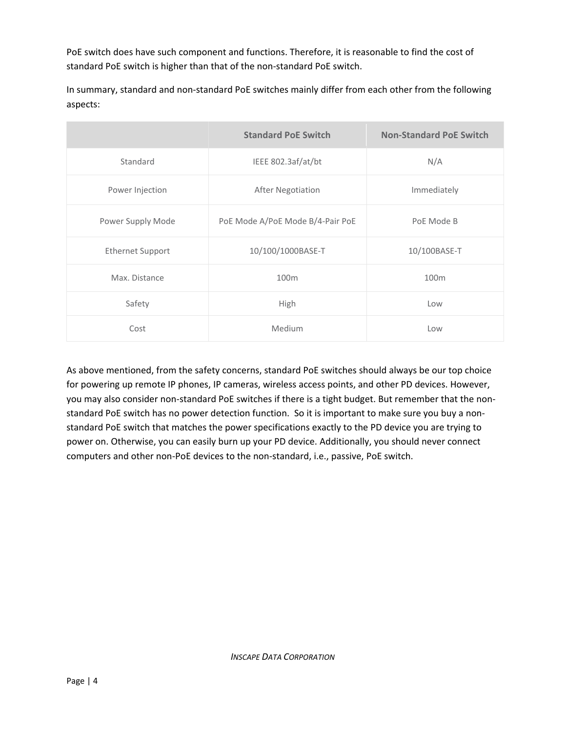PoE switch does have such component and functions. Therefore, it is reasonable to find the cost of standard PoE switch is higher than that of the non-standard PoE switch.

In summary, standard and non-standard PoE switches mainly differ from each other from the following aspects:

| | Standard PoE Switch | Non-Standard PoE Switch |
|---|---|---|
| Standard | IEEE 802.3af/at/bt | N/A |
| Power Injection | After Negotiation | Immediately |
| Power Supply Mode | PoE Mode A/PoE Mode B/4-Pair PoE | PoE Mode B |
| Ethernet Support | 10/100/1000BASE-T | 10/100BASE-T |
| Max. Distance | 100m | 100m |
| Safety | High | Low |
| Cost | Medium | Low |

As above mentioned, from the safety concerns, standard PoE switches should always be our top choice for powering up remote IP phones, IP cameras, wireless access points, and other PD devices. However, you may also consider non-standard PoE switches if there is a tight budget. But remember that the non-standard PoE switch has no power detection function.  So it is important to make sure you buy a non-standard PoE switch that matches the power specifications exactly to the PD device you are trying to power on. Otherwise, you can easily burn up your PD device. Additionally, you should never connect computers and other non-PoE devices to the non-standard, i.e., passive, PoE switch.